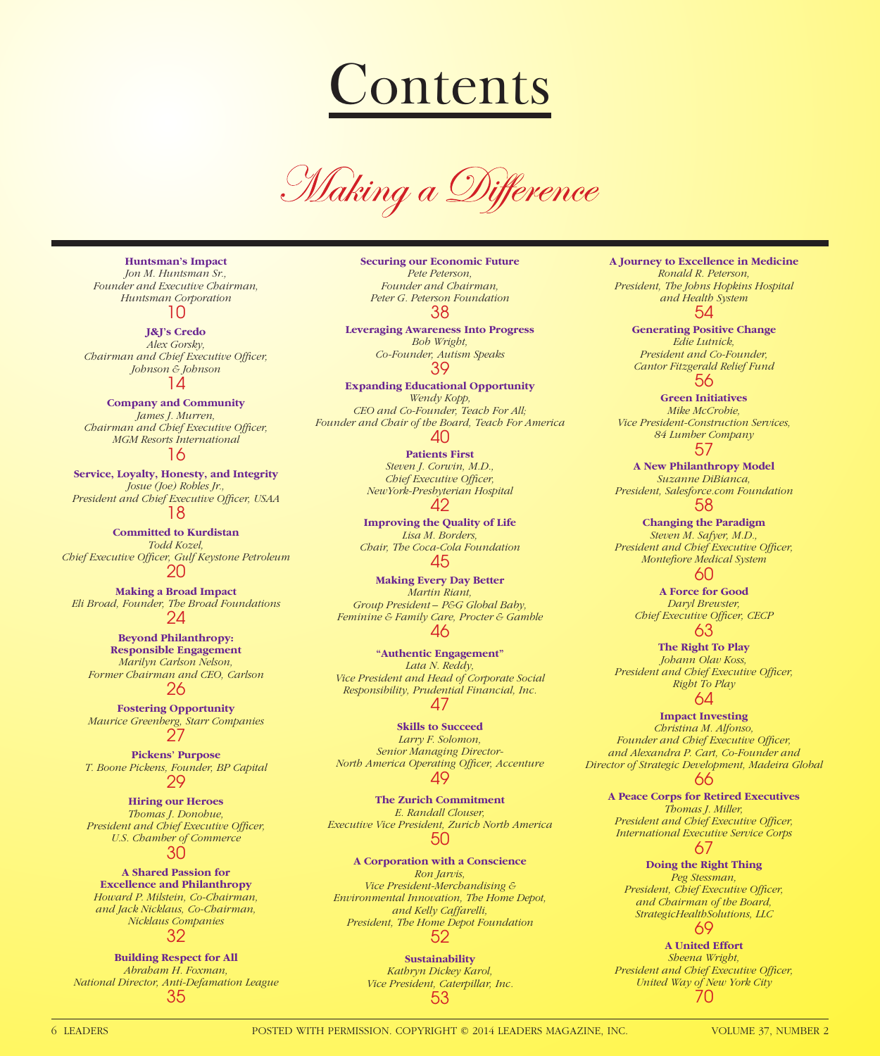# Contents

## *Making a Difference*

**Huntsman's Impact**
*Jon M. Huntsman Sr., Founder and Executive Chairman, Huntsman Corporation*
10

**J&J's Credo**
*Alex Gorsky, Chairman and Chief Executive Officer, Johnson & Johnson*
14

**Company and Community**
*James J. Murren, Chairman and Chief Executive Officer, MGM Resorts International*
16

**Service, Loyalty, Honesty, and Integrity**
*Josue (Joe) Robles Jr., President and Chief Executive Officer, USAA*
18

**Committed to Kurdistan**
*Todd Kozel, Chief Executive Officer, Gulf Keystone Petroleum*
20

**Making a Broad Impact**
*Eli Broad, Founder, The Broad Foundations*
24

**Beyond Philanthropy: Responsible Engagement**
*Marilyn Carlson Nelson, Former Chairman and CEO, Carlson*
26

**Fostering Opportunity**
*Maurice Greenberg, Starr Companies*
27

**Pickens' Purpose**
*T. Boone Pickens, Founder, BP Capital*
29

**Hiring our Heroes**
*Thomas J. Donohue, President and Chief Executive Officer, U.S. Chamber of Commerce*
30

**A Shared Passion for Excellence and Philanthropy**
*Howard P. Milstein, Co-Chairman, and Jack Nicklaus, Co-Chairman, Nicklaus Companies*
32

**Building Respect for All**
*Abraham H. Foxman, National Director, Anti-Defamation League*
35

**Securing our Economic Future**
*Pete Peterson, Founder and Chairman, Peter G. Peterson Foundation*
38

**Leveraging Awareness Into Progress**
*Bob Wright, Co-Founder, Autism Speaks*
39

**Expanding Educational Opportunity**
*Wendy Kopp, CEO and Co-Founder, Teach For All; Founder and Chair of the Board, Teach For America*
40

**Patients First**
*Steven J. Corwin, M.D., Chief Executive Officer, NewYork-Presbyterian Hospital*
42

**Improving the Quality of Life**
*Lisa M. Borders, Chair, The Coca-Cola Foundation*
45

**Making Every Day Better**
*Martin Riant, Group President – P&G Global Baby, Feminine & Family Care, Procter & Gamble*
46

**"Authentic Engagement"**
*Lata N. Reddy, Vice President and Head of Corporate Social Responsibility, Prudential Financial, Inc.*
47

**Skills to Succeed**
*Larry F. Solomon, Senior Managing Director-North America Operating Officer, Accenture*
49

**The Zurich Commitment**
*E. Randall Clouser, Executive Vice President, Zurich North America*
50

**A Corporation with a Conscience**
*Ron Jarvis, Vice President-Merchandising & Environmental Innovation, The Home Depot, and Kelly Caffarelli, President, The Home Depot Foundation*
52

**Sustainability**
*Kathryn Dickey Karol, Vice President, Caterpillar, Inc.*
53

**A Journey to Excellence in Medicine**
*Ronald R. Peterson, President, The Johns Hopkins Hospital and Health System*
54

**Generating Positive Change**
*Edie Lutnick, President and Co-Founder, Cantor Fitzgerald Relief Fund*
56

**Green Initiatives**
*Mike McCrobie, Vice President-Construction Services, 84 Lumber Company*
57

**A New Philanthropy Model**
*Suzanne DiBianca, President, Salesforce.com Foundation*
58

**Changing the Paradigm**
*Steven M. Safyer, M.D., President and Chief Executive Officer, Montefiore Medical System*
60

**A Force for Good**
*Daryl Brewster, Chief Executive Officer, CECP*
63

**The Right To Play**
*Johann Olav Koss, President and Chief Executive Officer, Right To Play*
64

**Impact Investing**
*Christina M. Alfonso, Founder and Chief Executive Officer, and Alexandra P. Cart, Co-Founder and Director of Strategic Development, Madeira Global*
66

**A Peace Corps for Retired Executives**
*Thomas J. Miller, President and Chief Executive Officer, International Executive Service Corps*
67

**Doing the Right Thing**
*Peg Stessman, President, Chief Executive Officer, and Chairman of the Board, StrategicHealthSolutions, LLC*
69

**A United Effort**
*Sheena Wright, President and Chief Executive Officer, United Way of New York City*
70

POSTED WITH PERMISSION. COPYRIGHT © 2014 LEADERS MAGAZINE, INC.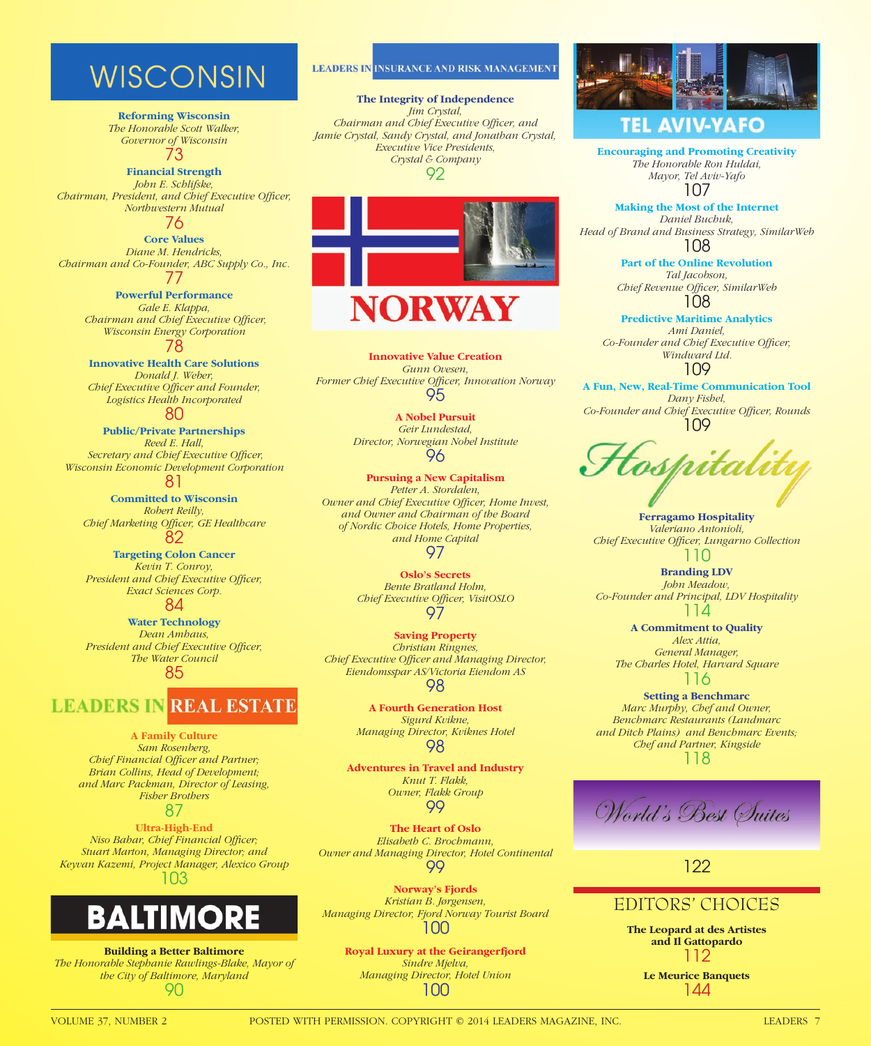## WISCONSIN

**Reforming Wisconsin**
*The Honorable Scott Walker, Governor of Wisconsin*
73

**Financial Strength**
*John E. Schlifske, Chairman, President, and Chief Executive Officer, Northwestern Mutual*
76

**Core Values**
*Diane M. Hendricks, Chairman and Co-Founder, ABC Supply Co., Inc.*
77

**Powerful Performance**
*Gale E. Klappa, Chairman and Chief Executive Officer, Wisconsin Energy Corporation*
78

**Innovative Health Care Solutions**
*Donald J. Weber, Chief Executive Officer and Founder, Logistics Health Incorporated*
80

**Public/Private Partnerships**
*Reed E. Hall, Secretary and Chief Executive Officer, Wisconsin Economic Development Corporation*
81

**Committed to Wisconsin**
*Robert Reilly, Chief Marketing Officer, GE Healthcare*
82

**Targeting Colon Cancer**
*Kevin T. Conroy, President and Chief Executive Officer, Exact Sciences Corp.*
84

**Water Technology**
*Dean Amhaus, President and Chief Executive Officer, The Water Council*
85

## LEADERS IN REAL ESTATE

**A Family Culture**
*Sam Rosenberg, Chief Financial Officer and Partner; Brian Collins, Head of Development; and Marc Packman, Director of Leasing, Fisher Brothers*
87

**Ultra-High-End**
*Niso Babar, Chief Financial Officer; Stuart Marton, Managing Director; and Keyvan Kazemi, Project Manager, Alexico Group*
103

## BALTIMORE

**Building a Better Baltimore**
*The Honorable Stephanie Rawlings-Blake, Mayor of the City of Baltimore, Maryland*
90

## LEADERS IN INSURANCE AND RISK MANAGEMENT

**The Integrity of Independence**
*Jim Crystal, Chairman and Chief Executive Officer, and Jamie Crystal, Sandy Crystal, and Jonathan Crystal, Executive Vice Presidents, Crystal & Company*
92

## NORWAY

**Innovative Value Creation**
*Gunn Ovesen, Former Chief Executive Officer, Innovation Norway*
95

**A Nobel Pursuit**
*Geir Lundestad, Director, Norwegian Nobel Institute*
96

**Pursuing a New Capitalism**
*Petter A. Stordalen, Owner and Chief Executive Officer, Home Invest, and Owner and Chairman of the Board of Nordic Choice Hotels, Home Properties, and Home Capital*
97

**Oslo's Secrets**
*Bente Bratland Holm, Chief Executive Officer, VisitOSLO*
97

**Saving Property**
*Christian Ringnes, Chief Executive Officer and Managing Director, Eiendomsspar AS/Victoria Eiendom AS*
98

**A Fourth Generation Host**
*Sigurd Kvikne, Managing Director, Kviknes Hotel*
98

**Adventures in Travel and Industry**
*Knut T. Flakk, Owner, Flakk Group*
99

**The Heart of Oslo**
*Elisabeth C. Brochmann, Owner and Managing Director, Hotel Continental*
99

**Norway's Fjords**
*Kristian B. Jørgensen, Managing Director, Fjord Norway Tourist Board*
100

**Royal Luxury at the Geirangerfjord**
*Sindre Mjelva, Managing Director, Hotel Union*
100

## TEL AVIV-YAFO

**Encouraging and Promoting Creativity**
*The Honorable Ron Huldai, Mayor, Tel Aviv-Yafo*
107

**Making the Most of the Internet**
*Daniel Buchuk, Head of Brand and Business Strategy, SimilarWeb*
108

**Part of the Online Revolution**
*Tal Jacobson, Chief Revenue Officer, SimilarWeb*
108

**Predictive Maritime Analytics**
*Ami Daniel, Co-Founder and Chief Executive Officer, Windward Ltd.*
109

**A Fun, New, Real-Time Communication Tool**
*Dany Fishel, Co-Founder and Chief Executive Officer, Rounds*
109

## Hospitality

**Ferragamo Hospitality**
*Valeriano Antonioli, Chief Executive Officer, Lungarno Collection*
110

**Branding LDV**
*John Meadow, Co-Founder and Principal, LDV Hospitality*
114

**A Commitment to Quality**
*Alex Attia, General Manager, The Charles Hotel, Harvard Square*
116

**Setting a Benchmarc**
*Marc Murphy, Chef and Owner, Benchmarc Restaurants (Landmarc and Ditch Plains) and Benchmarc Events; Chef and Partner, Kingside*
118

## World's Best Suites

122

## EDITORS' CHOICES

**The Leopard at des Artistes and Il Gattopardo**
112

**Le Meurice Banquets**
144